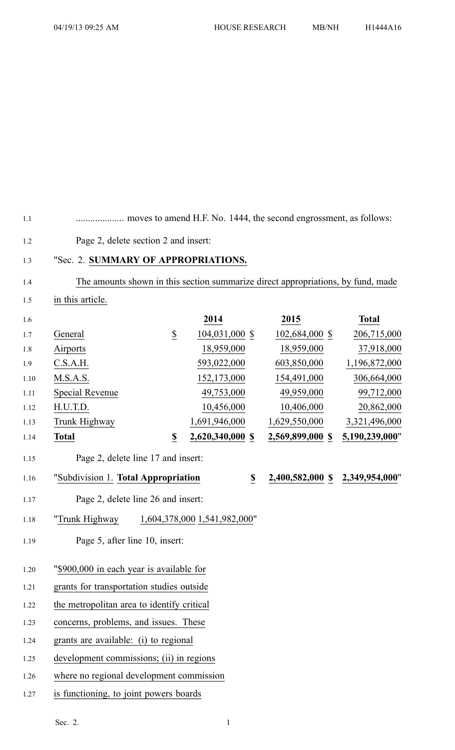.................... moves to amend H.F. No. 1444, the second engrossment, as follows:

Page 2, delete section 2 and insert:

"Sec. 2. **SUMMARY OF APPROPRIATIONS.**

The amounts shown in this section summarize direct appropriations, by fund, made in this article.

| | | 2014 | 2015 | Total |
|---|---|---|---|---|
| General | $ | 104,031,000 $ | 102,684,000 $ | 206,715,000 |
| Airports | | 18,959,000 | 18,959,000 | 37,918,000 |
| C.S.A.H. | | 593,022,000 | 603,850,000 | 1,196,872,000 |
| M.S.A.S. | | 152,173,000 | 154,491,000 | 306,664,000 |
| Special Revenue | | 49,753,000 | 49,959,000 | 99,712,000 |
| H.U.T.D. | | 10,456,000 | 10,406,000 | 20,862,000 |
| Trunk Highway | | 1,691,946,000 | 1,629,550,000 | 3,321,496,000 |
| **Total** | **$** | **2,620,340,000 $** | **2,569,899,000 $** | **5,190,239,000**" |

Page 2, delete line 17 and insert:

"Subdivision 1. **Total Appropriation** **$** **2,400,582,000 $** **2,349,954,000**"

Page 2, delete line 26 and insert:

"Trunk Highway 1,604,378,000 1,541,982,000"

Page 5, after line 10, insert:

"$900,000 in each year is available for grants for transportation studies outside the metropolitan area to identify critical concerns, problems, and issues. These grants are available: (i) to regional development commissions; (ii) in regions where no regional development commission is functioning, to joint powers boards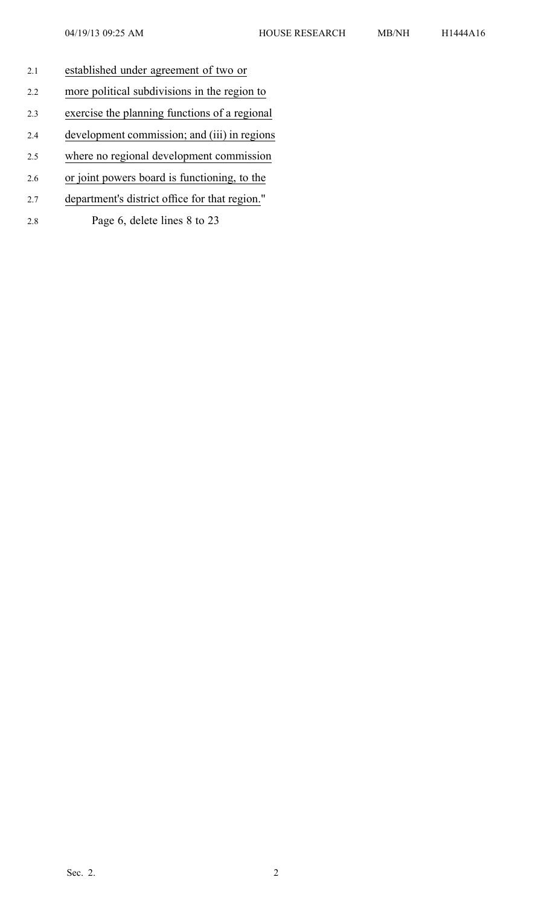2.1 established under agreement of two or
2.2 more political subdivisions in the region to
2.3 exercise the planning functions of a regional
2.4 development commission; and (iii) in regions
2.5 where no regional development commission
2.6 or joint powers board is functioning, to the
2.7 department's district office for that region."

2.8 Page 6, delete lines 8 to 23

Sec. 2.